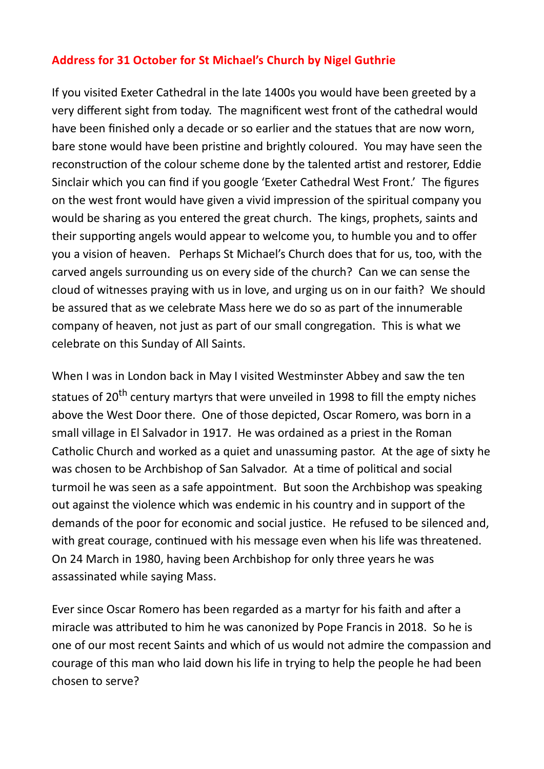**Address for 31 October for St Michael's Church by Nigel Guthrie**

If you visited Exeter Cathedral in the late 1400s you would have been greeted by a very different sight from today. The magnificent west front of the cathedral would have been finished only a decade or so earlier and the statues that are now worn, bare stone would have been pristine and brightly coloured. You may have seen the reconstruction of the colour scheme done by the talented artist and restorer, Eddie Sinclair which you can find if you google 'Exeter Cathedral West Front.' The figures on the west front would have given a vivid impression of the spiritual company you would be sharing as you entered the great church. The kings, prophets, saints and their supporting angels would appear to welcome you, to humble you and to offer you a vision of heaven. Perhaps St Michael's Church does that for us, too, with the carved angels surrounding us on every side of the church? Can we can sense the cloud of witnesses praying with us in love, and urging us on in our faith? We should be assured that as we celebrate Mass here we do so as part of the innumerable company of heaven, not just as part of our small congregation. This is what we celebrate on this Sunday of All Saints.

When I was in London back in May I visited Westminster Abbey and saw the ten statues of 20th century martyrs that were unveiled in 1998 to fill the empty niches above the West Door there. One of those depicted, Oscar Romero, was born in a small village in El Salvador in 1917. He was ordained as a priest in the Roman Catholic Church and worked as a quiet and unassuming pastor. At the age of sixty he was chosen to be Archbishop of San Salvador. At a time of political and social turmoil he was seen as a safe appointment. But soon the Archbishop was speaking out against the violence which was endemic in his country and in support of the demands of the poor for economic and social justice. He refused to be silenced and, with great courage, continued with his message even when his life was threatened. On 24 March in 1980, having been Archbishop for only three years he was assassinated while saying Mass.

Ever since Oscar Romero has been regarded as a martyr for his faith and after a miracle was attributed to him he was canonized by Pope Francis in 2018. So he is one of our most recent Saints and which of us would not admire the compassion and courage of this man who laid down his life in trying to help the people he had been chosen to serve?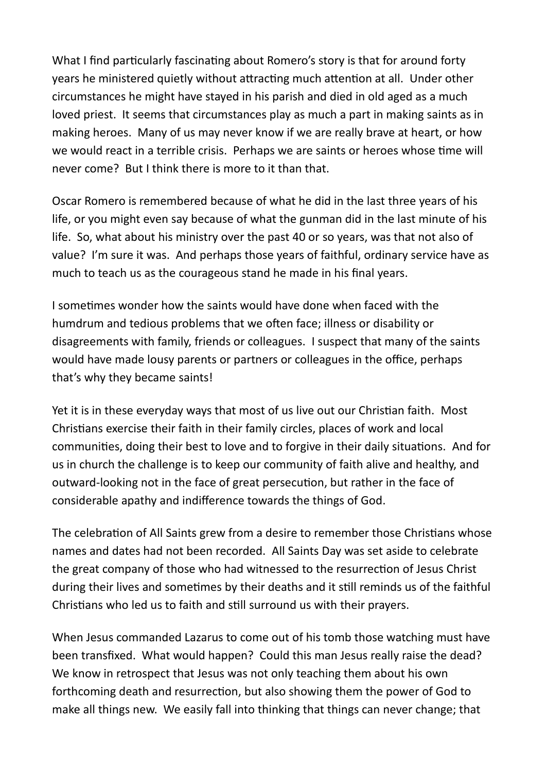What I find particularly fascinating about Romero's story is that for around forty years he ministered quietly without attracting much attention at all. Under other circumstances he might have stayed in his parish and died in old aged as a much loved priest. It seems that circumstances play as much a part in making saints as in making heroes. Many of us may never know if we are really brave at heart, or how we would react in a terrible crisis. Perhaps we are saints or heroes whose time will never come? But I think there is more to it than that.

Oscar Romero is remembered because of what he did in the last three years of his life, or you might even say because of what the gunman did in the last minute of his life. So, what about his ministry over the past 40 or so years, was that not also of value? I'm sure it was. And perhaps those years of faithful, ordinary service have as much to teach us as the courageous stand he made in his final years.

I sometimes wonder how the saints would have done when faced with the humdrum and tedious problems that we often face; illness or disability or disagreements with family, friends or colleagues. I suspect that many of the saints would have made lousy parents or partners or colleagues in the office, perhaps that's why they became saints!

Yet it is in these everyday ways that most of us live out our Christian faith. Most Christians exercise their faith in their family circles, places of work and local communities, doing their best to love and to forgive in their daily situations. And for us in church the challenge is to keep our community of faith alive and healthy, and outward-looking not in the face of great persecution, but rather in the face of considerable apathy and indifference towards the things of God.

The celebration of All Saints grew from a desire to remember those Christians whose names and dates had not been recorded. All Saints Day was set aside to celebrate the great company of those who had witnessed to the resurrection of Jesus Christ during their lives and sometimes by their deaths and it still reminds us of the faithful Christians who led us to faith and still surround us with their prayers.

When Jesus commanded Lazarus to come out of his tomb those watching must have been transfixed. What would happen? Could this man Jesus really raise the dead? We know in retrospect that Jesus was not only teaching them about his own forthcoming death and resurrection, but also showing them the power of God to make all things new. We easily fall into thinking that things can never change; that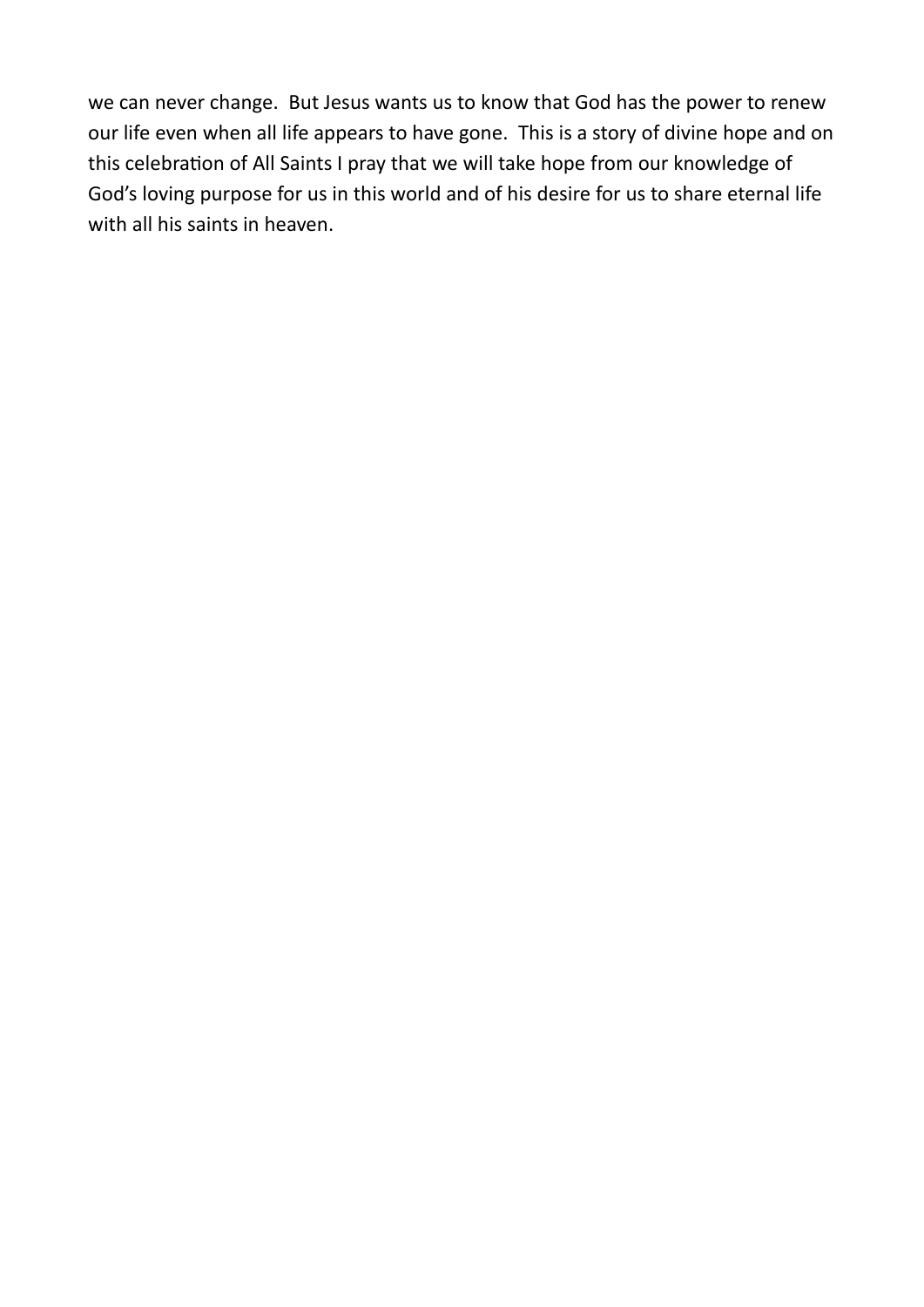we can never change. But Jesus wants us to know that God has the power to renew our life even when all life appears to have gone. This is a story of divine hope and on this celebration of All Saints I pray that we will take hope from our knowledge of God's loving purpose for us in this world and of his desire for us to share eternal life with all his saints in heaven.